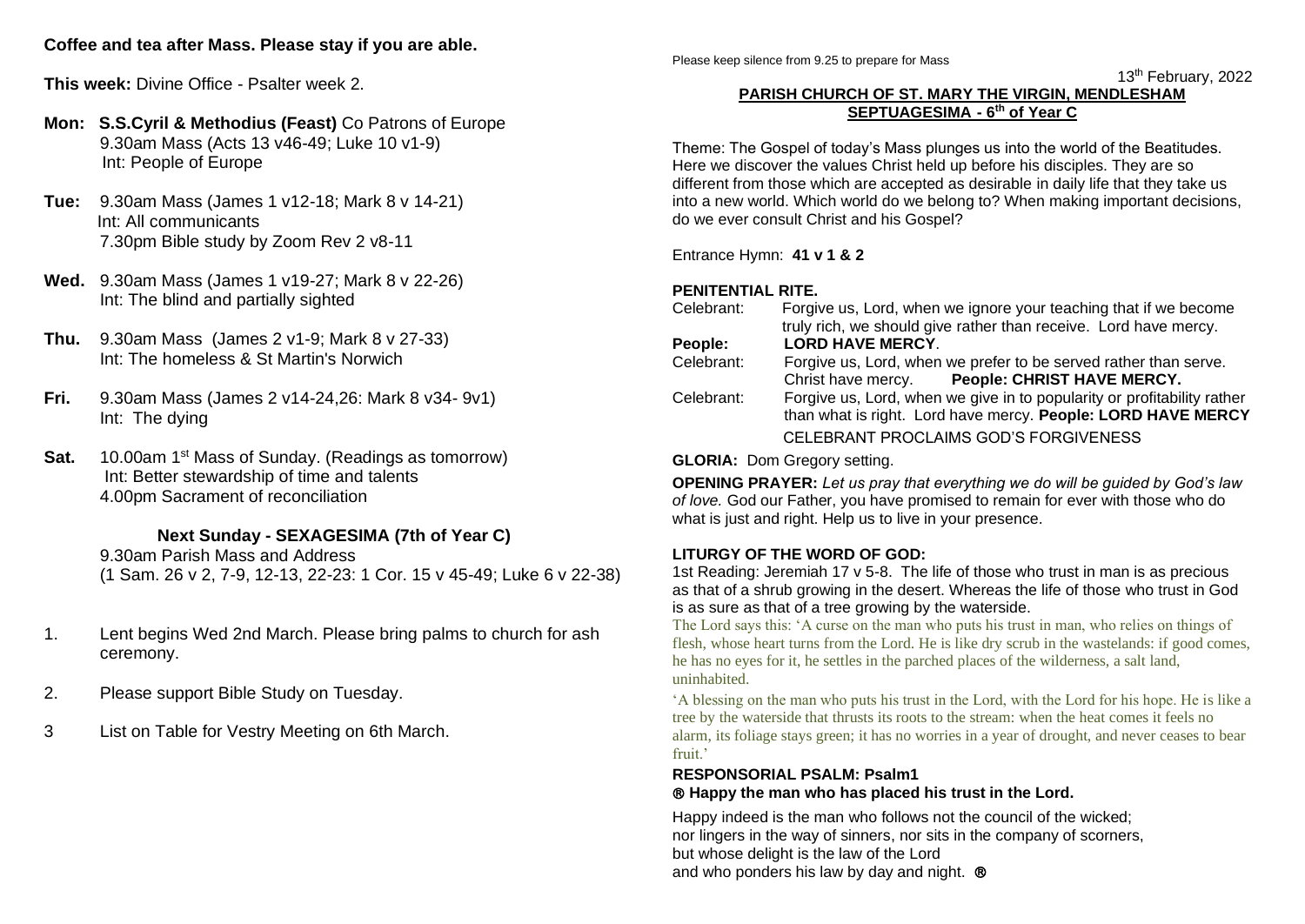**Coffee and tea after Mass. Please stay if you are able.**

**This week:** Divine Office - Psalter week 2.

**Mon:** **S.S.Cyril & Methodius (Feast)** Co Patrons of Europe
9.30am Mass (Acts 13 v46-49; Luke 10 v1-9)
Int: People of Europe

**Tue:** 9.30am Mass (James 1 v12-18; Mark 8 v 14-21)
Int: All communicants
7.30pm Bible study by Zoom Rev 2 v8-11

**Wed.** 9.30am Mass (James 1 v19-27; Mark 8 v 22-26)
Int: The blind and partially sighted

**Thu.** 9.30am Mass (James 2 v1-9; Mark 8 v 27-33)
Int: The homeless & St Martin's Norwich

**Fri.** 9.30am Mass (James 2 v14-24,26: Mark 8 v34- 9v1)
Int: The dying

**Sat.** 10.00am 1st Mass of Sunday. (Readings as tomorrow)
Int: Better stewardship of time and talents
4.00pm Sacrament of reconciliation

**Next Sunday - SEXAGESIMA (7th of Year C)**
9.30am Parish Mass and Address
(1 Sam. 26 v 2, 7-9, 12-13, 22-23: 1 Cor. 15 v 45-49; Luke 6 v 22-38)

1. Lent begins Wed 2nd March. Please bring palms to church for ash ceremony.
2. Please support Bible Study on Tuesday.
3. List on Table for Vestry Meeting on 6th March.

Please keep silence from 9.25 to prepare for Mass

13th February, 2022

**PARISH CHURCH OF ST. MARY THE VIRGIN, MENDLESHAM**
**SEPTUAGESIMA - 6th of Year C**

Theme: The Gospel of today's Mass plunges us into the world of the Beatitudes. Here we discover the values Christ held up before his disciples. They are so different from those which are accepted as desirable in daily life that they take us into a new world. Which world do we belong to? When making important decisions, do we ever consult Christ and his Gospel?

Entrance Hymn: **41 v 1 & 2**

**PENITENTIAL RITE.**

Celebrant: Forgive us, Lord, when we ignore your teaching that if we become truly rich, we should give rather than receive. Lord have mercy.
**People: LORD HAVE MERCY**.
Celebrant: Forgive us, Lord, when we prefer to be served rather than serve. Christ have mercy. **People: CHRIST HAVE MERCY.**
Celebrant: Forgive us, Lord, when we give in to popularity or profitability rather than what is right. Lord have mercy. **People: LORD HAVE MERCY**

CELEBRANT PROCLAIMS GOD'S FORGIVENESS

**GLORIA:** Dom Gregory setting.

**OPENING PRAYER:** *Let us pray that everything we do will be guided by God's law of love.* God our Father, you have promised to remain for ever with those who do what is just and right. Help us to live in your presence.

**LITURGY OF THE WORD OF GOD:**

1st Reading: Jeremiah 17 v 5-8. The life of those who trust in man is as precious as that of a shrub growing in the desert. Whereas the life of those who trust in God is as sure as that of a tree growing by the waterside.

The Lord says this: 'A curse on the man who puts his trust in man, who relies on things of flesh, whose heart turns from the Lord. He is like dry scrub in the wastelands: if good comes, he has no eyes for it, he settles in the parched places of the wilderness, a salt land, uninhabited.

'A blessing on the man who puts his trust in the Lord, with the Lord for his hope. He is like a tree by the waterside that thrusts its roots to the stream: when the heat comes it feels no alarm, its foliage stays green; it has no worries in a year of drought, and never ceases to bear fruit.'

**RESPONSORIAL PSALM: Psalm1**
**℟ Happy the man who has placed his trust in the Lord.**

Happy indeed is the man who follows not the council of the wicked;
nor lingers in the way of sinners, nor sits in the company of scorners,
but whose delight is the law of the Lord
and who ponders his law by day and night. ℟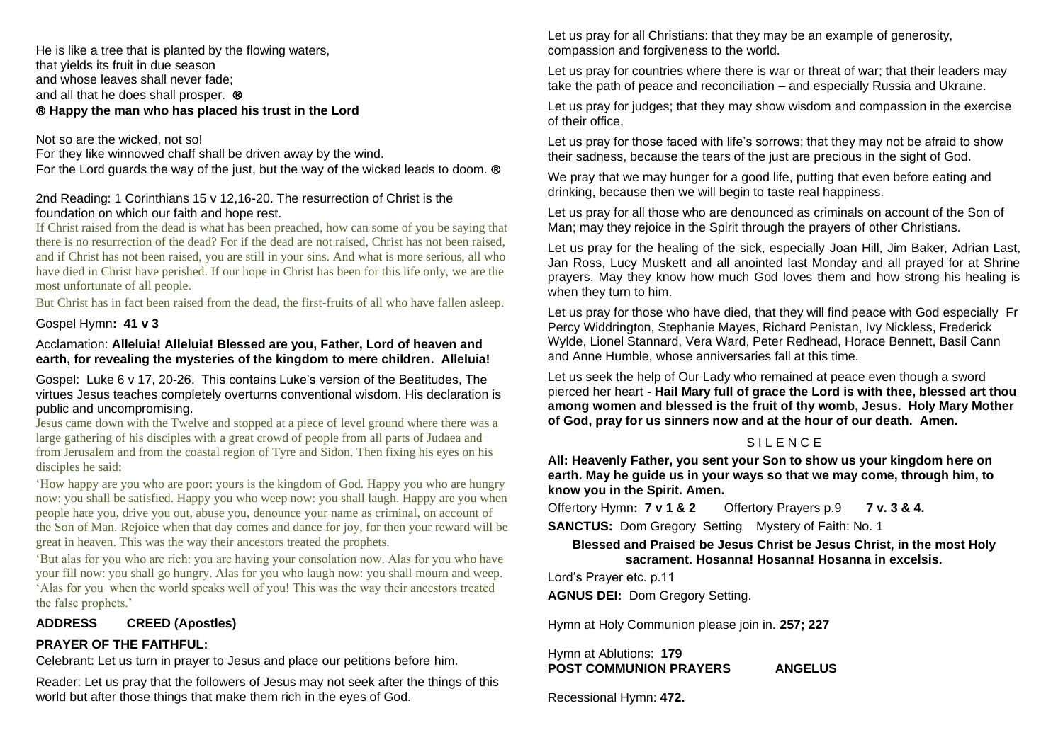He is like a tree that is planted by the flowing waters,
that yields its fruit in due season
and whose leaves shall never fade;
and all that he does shall prosper. ℟
**℟ Happy the man who has placed his trust in the Lord**

Not so are the wicked, not so!
For they like winnowed chaff shall be driven away by the wind.
For the Lord guards the way of the just, but the way of the wicked leads to doom. ℟

2nd Reading: 1 Corinthians 15 v 12,16-20. The resurrection of Christ is the foundation on which our faith and hope rest.

If Christ raised from the dead is what has been preached, how can some of you be saying that there is no resurrection of the dead? For if the dead are not raised, Christ has not been raised, and if Christ has not been raised, you are still in your sins. And what is more serious, all who have died in Christ have perished. If our hope in Christ has been for this life only, we are the most unfortunate of all people.

But Christ has in fact been raised from the dead, the first-fruits of all who have fallen asleep.

Gospel Hymn**: 41 v 3**

Acclamation: **Alleluia! Alleluia! Blessed are you, Father, Lord of heaven and earth, for revealing the mysteries of the kingdom to mere children. Alleluia!**

Gospel: Luke 6 v 17, 20-26. This contains Luke's version of the Beatitudes, The virtues Jesus teaches completely overturns conventional wisdom. His declaration is public and uncompromising.

Jesus came down with the Twelve and stopped at a piece of level ground where there was a large gathering of his disciples with a great crowd of people from all parts of Judaea and from Jerusalem and from the coastal region of Tyre and Sidon. Then fixing his eyes on his disciples he said:

'How happy are you who are poor: yours is the kingdom of God. Happy you who are hungry now: you shall be satisfied. Happy you who weep now: you shall laugh. Happy are you when people hate you, drive you out, abuse you, denounce your name as criminal, on account of the Son of Man. Rejoice when that day comes and dance for joy, for then your reward will be great in heaven. This was the way their ancestors treated the prophets.

'But alas for you who are rich: you are having your consolation now. Alas for you who have your fill now: you shall go hungry. Alas for you who laugh now: you shall mourn and weep. 'Alas for you when the world speaks well of you! This was the way their ancestors treated the false prophets.'

**ADDRESS CREED (Apostles)**

**PRAYER OF THE FAITHFUL:**

Celebrant: Let us turn in prayer to Jesus and place our petitions before him.

Reader: Let us pray that the followers of Jesus may not seek after the things of this world but after those things that make them rich in the eyes of God.

Let us pray for all Christians: that they may be an example of generosity, compassion and forgiveness to the world.

Let us pray for countries where there is war or threat of war; that their leaders may take the path of peace and reconciliation – and especially Russia and Ukraine.

Let us pray for judges; that they may show wisdom and compassion in the exercise of their office,

Let us pray for those faced with life's sorrows; that they may not be afraid to show their sadness, because the tears of the just are precious in the sight of God.

We pray that we may hunger for a good life, putting that even before eating and drinking, because then we will begin to taste real happiness.

Let us pray for all those who are denounced as criminals on account of the Son of Man; may they rejoice in the Spirit through the prayers of other Christians.

Let us pray for the healing of the sick, especially Joan Hill, Jim Baker, Adrian Last, Jan Ross, Lucy Muskett and all anointed last Monday and all prayed for at Shrine prayers. May they know how much God loves them and how strong his healing is when they turn to him.

Let us pray for those who have died, that they will find peace with God especially Fr Percy Widdrington, Stephanie Mayes, Richard Penistan, Ivy Nickless, Frederick Wylde, Lionel Stannard, Vera Ward, Peter Redhead, Horace Bennett, Basil Cann and Anne Humble, whose anniversaries fall at this time.

Let us seek the help of Our Lady who remained at peace even though a sword pierced her heart - **Hail Mary full of grace the Lord is with thee, blessed art thou among women and blessed is the fruit of thy womb, Jesus. Holy Mary Mother of God, pray for us sinners now and at the hour of our death. Amen.**

S I L E N C E

**All: Heavenly Father, you sent your Son to show us your kingdom here on earth. May he guide us in your ways so that we may come, through him, to know you in the Spirit. Amen.**

Offertory Hymn**: 7 v 1 & 2** Offertory Prayers p.9 **7 v. 3 & 4.**

**SANCTUS:** Dom Gregory Setting Mystery of Faith: No. 1

**Blessed and Praised be Jesus Christ be Jesus Christ, in the most Holy sacrament. Hosanna! Hosanna! Hosanna in excelsis.**

Lord's Prayer etc. p.11

**AGNUS DEI:** Dom Gregory Setting.

Hymn at Holy Communion please join in. **257; 227**

Hymn at Ablutions: **179**
**POST COMMUNION PRAYERS ANGELUS**

Recessional Hymn: **472.**